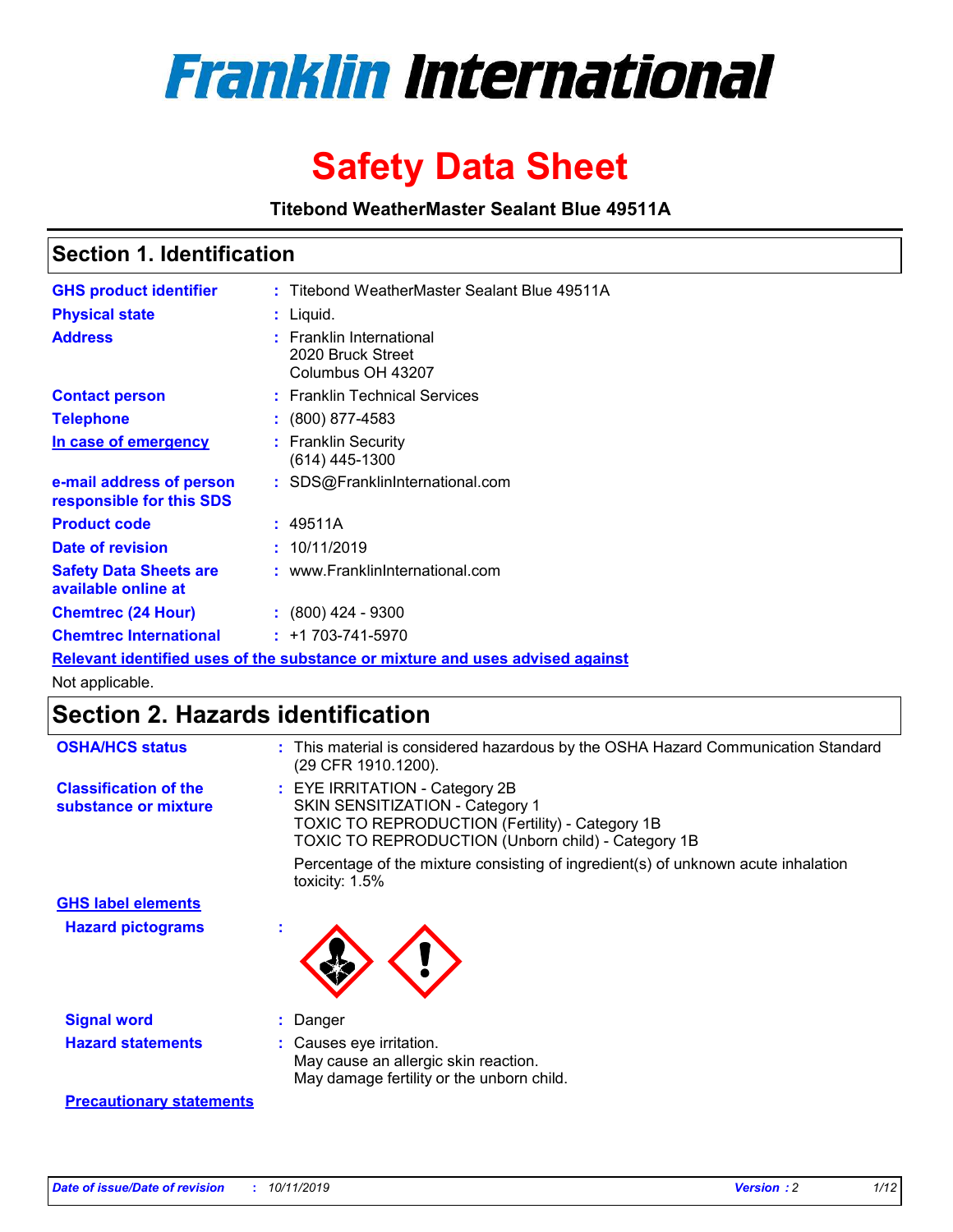# Franklin International

# Safety Data Sheet

**Titebond WeatherMaster Sealant Blue 49511A**

## Section 1. Identification

| | | |
|---|---|---|
| **GHS product identifier** | : | Titebond WeatherMaster Sealant Blue 49511A |
| **Physical state** | : | Liquid. |
| **Address** | : | Franklin International<br>2020 Bruck Street<br>Columbus OH 43207 |
| **Contact person** | : | Franklin Technical Services |
| **Telephone** | : | (800) 877-4583 |
| **In case of emergency** | : | Franklin Security<br>(614) 445-1300 |
| **e-mail address of person responsible for this SDS** | : | SDS@FranklinInternational.com |
| **Product code** | : | 49511A |
| **Date of revision** | : | 10/11/2019 |
| **Safety Data Sheets are available online at** | : | www.FranklinInternational.com |
| **Chemtrec (24 Hour)** | : | (800) 424 - 9300 |
| **Chemtrec International** | : | +1 703-741-5970 |

**Relevant identified uses of the substance or mixture and uses advised against**

Not applicable.

## Section 2. Hazards identification

| | | |
|---|---|---|
| **OSHA/HCS status** | : | This material is considered hazardous by the OSHA Hazard Communication Standard (29 CFR 1910.1200). |
| **Classification of the substance or mixture** | : | EYE IRRITATION - Category 2B<br>SKIN SENSITIZATION - Category 1<br>TOXIC TO REPRODUCTION (Fertility) - Category 1B<br>TOXIC TO REPRODUCTION (Unborn child) - Category 1B<br><br>Percentage of the mixture consisting of ingredient(s) of unknown acute inhalation toxicity: 1.5% |

**GHS label elements**

| | | |
|---|---|---|
| **Hazard pictograms** | : | |
| **Signal word** | : | Danger |
| **Hazard statements** | : | Causes eye irritation.<br>May cause an allergic skin reaction.<br>May damage fertility or the unborn child. |

**Precautionary statements**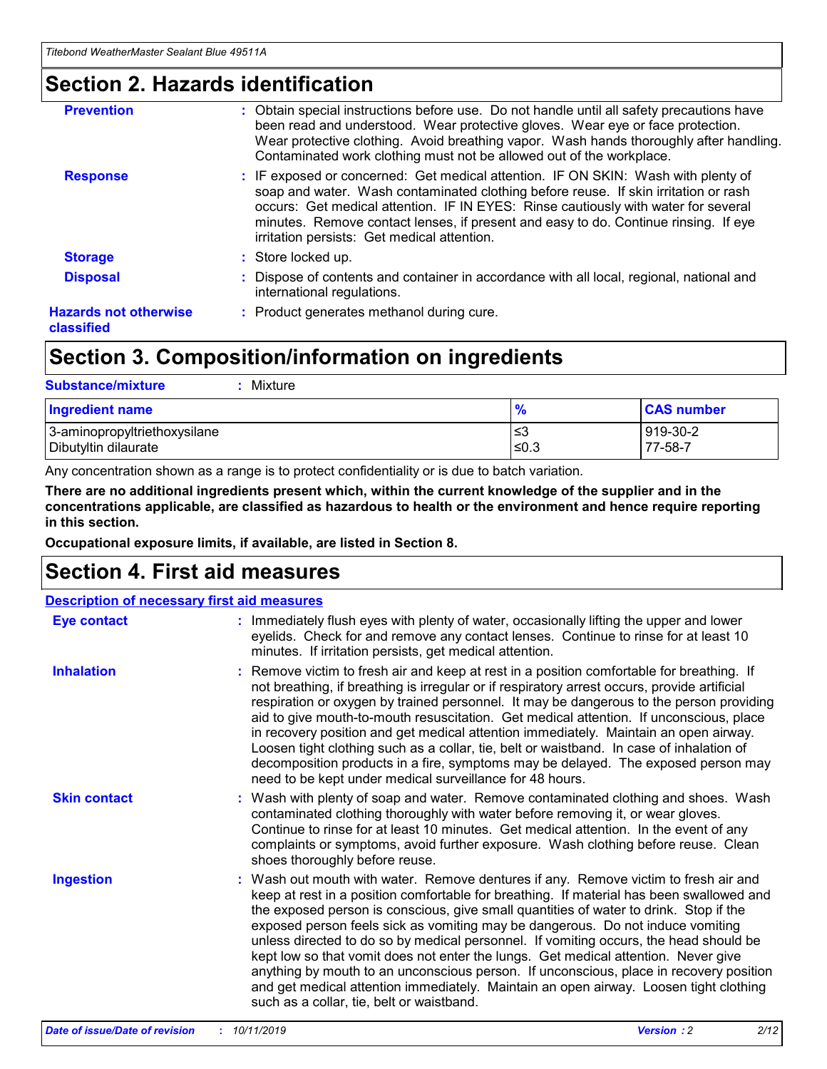## Section 2. Hazards identification

| | |
|---|---|
| **Prevention** | : Obtain special instructions before use. Do not handle until all safety precautions have been read and understood. Wear protective gloves. Wear eye or face protection. Wear protective clothing. Avoid breathing vapor. Wash hands thoroughly after handling. Contaminated work clothing must not be allowed out of the workplace. |
| **Response** | : IF exposed or concerned: Get medical attention. IF ON SKIN: Wash with plenty of soap and water. Wash contaminated clothing before reuse. If skin irritation or rash occurs: Get medical attention. IF IN EYES: Rinse cautiously with water for several minutes. Remove contact lenses, if present and easy to do. Continue rinsing. If eye irritation persists: Get medical attention. |
| **Storage** | : Store locked up. |
| **Disposal** | : Dispose of contents and container in accordance with all local, regional, national and international regulations. |
| **Hazards not otherwise classified** | : Product generates methanol during cure. |

## Section 3. Composition/information on ingredients

**Substance/mixture** : Mixture

| Ingredient name | % | CAS number |
|---|---|---|
| 3-aminopropyltriethoxysilane | ≤3 | 919-30-2 |
| Dibutyltin dilaurate | ≤0.3 | 77-58-7 |

Any concentration shown as a range is to protect confidentiality or is due to batch variation.

**There are no additional ingredients present which, within the current knowledge of the supplier and in the concentrations applicable, are classified as hazardous to health or the environment and hence require reporting in this section.**

**Occupational exposure limits, if available, are listed in Section 8.**

## Section 4. First aid measures

**Description of necessary first aid measures**

| | |
|---|---|
| **Eye contact** | : Immediately flush eyes with plenty of water, occasionally lifting the upper and lower eyelids. Check for and remove any contact lenses. Continue to rinse for at least 10 minutes. If irritation persists, get medical attention. |
| **Inhalation** | : Remove victim to fresh air and keep at rest in a position comfortable for breathing. If not breathing, if breathing is irregular or if respiratory arrest occurs, provide artificial respiration or oxygen by trained personnel. It may be dangerous to the person providing aid to give mouth-to-mouth resuscitation. Get medical attention. If unconscious, place in recovery position and get medical attention immediately. Maintain an open airway. Loosen tight clothing such as a collar, tie, belt or waistband. In case of inhalation of decomposition products in a fire, symptoms may be delayed. The exposed person may need to be kept under medical surveillance for 48 hours. |
| **Skin contact** | : Wash with plenty of soap and water. Remove contaminated clothing and shoes. Wash contaminated clothing thoroughly with water before removing it, or wear gloves. Continue to rinse for at least 10 minutes. Get medical attention. In the event of any complaints or symptoms, avoid further exposure. Wash clothing before reuse. Clean shoes thoroughly before reuse. |
| **Ingestion** | : Wash out mouth with water. Remove dentures if any. Remove victim to fresh air and keep at rest in a position comfortable for breathing. If material has been swallowed and the exposed person is conscious, give small quantities of water to drink. Stop if the exposed person feels sick as vomiting may be dangerous. Do not induce vomiting unless directed to do so by medical personnel. If vomiting occurs, the head should be kept low so that vomit does not enter the lungs. Get medical attention. Never give anything by mouth to an unconscious person. If unconscious, place in recovery position and get medical attention immediately. Maintain an open airway. Loosen tight clothing such as a collar, tie, belt or waistband. |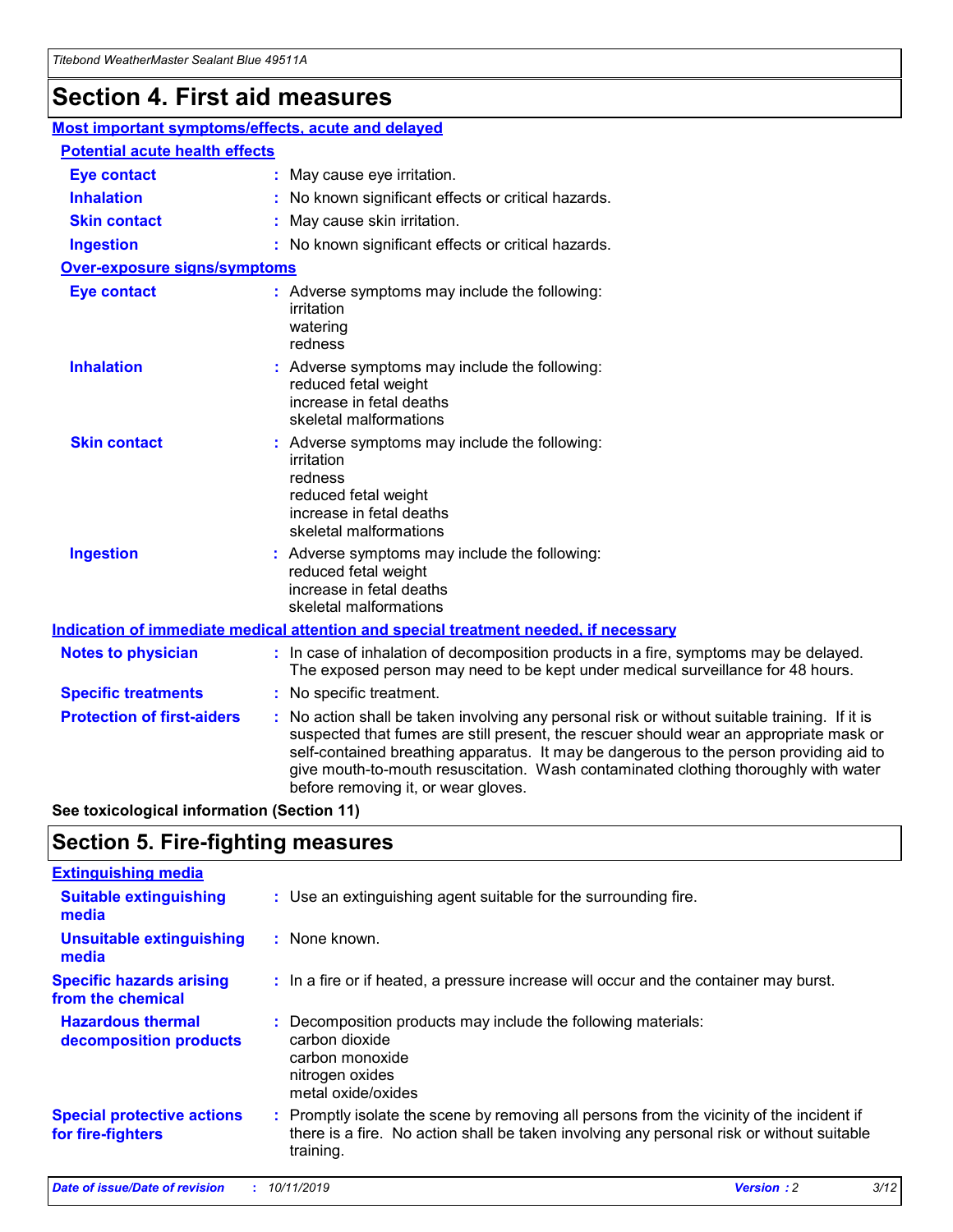# Section 4. First aid measures

## Most important symptoms/effects, acute and delayed

### Potential acute health effects

**Eye contact** : May cause eye irritation.

**Inhalation** : No known significant effects or critical hazards.

**Skin contact** : May cause skin irritation.

**Ingestion** : No known significant effects or critical hazards.

### Over-exposure signs/symptoms

**Eye contact** : Adverse symptoms may include the following:
irritation
watering
redness

**Inhalation** : Adverse symptoms may include the following:
reduced fetal weight
increase in fetal deaths
skeletal malformations

**Skin contact** : Adverse symptoms may include the following:
irritation
redness
reduced fetal weight
increase in fetal deaths
skeletal malformations

**Ingestion** : Adverse symptoms may include the following:
reduced fetal weight
increase in fetal deaths
skeletal malformations

## Indication of immediate medical attention and special treatment needed, if necessary

**Notes to physician** : In case of inhalation of decomposition products in a fire, symptoms may be delayed. The exposed person may need to be kept under medical surveillance for 48 hours.

**Specific treatments** : No specific treatment.

**Protection of first-aiders** : No action shall be taken involving any personal risk or without suitable training. If it is suspected that fumes are still present, the rescuer should wear an appropriate mask or self-contained breathing apparatus. It may be dangerous to the person providing aid to give mouth-to-mouth resuscitation. Wash contaminated clothing thoroughly with water before removing it, or wear gloves.

**See toxicological information (Section 11)**

# Section 5. Fire-fighting measures

## Extinguishing media

**Suitable extinguishing media** : Use an extinguishing agent suitable for the surrounding fire.

**Unsuitable extinguishing media** : None known.

**Specific hazards arising from the chemical** : In a fire or if heated, a pressure increase will occur and the container may burst.

**Hazardous thermal decomposition products** : Decomposition products may include the following materials:
carbon dioxide
carbon monoxide
nitrogen oxides
metal oxide/oxides

**Special protective actions for fire-fighters** : Promptly isolate the scene by removing all persons from the vicinity of the incident if there is a fire. No action shall be taken involving any personal risk or without suitable training.

*Date of issue/Date of revision* : *10/11/2019* *Version* : *2*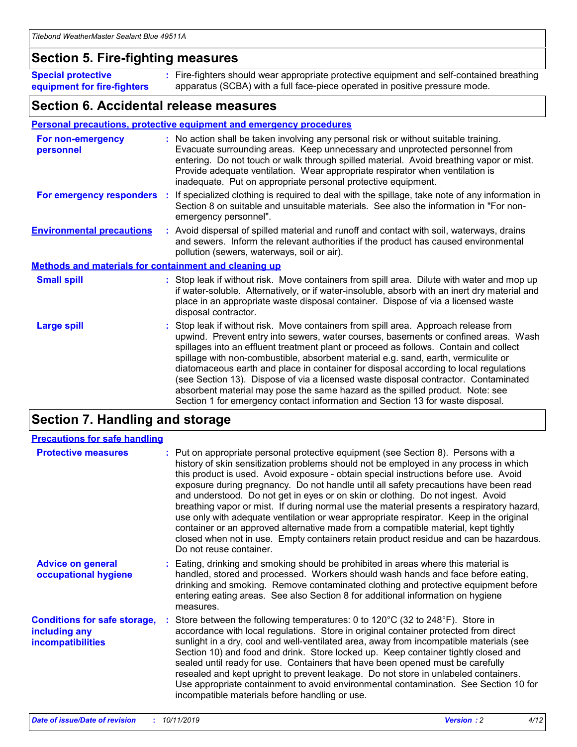## Section 5. Fire-fighting measures

**Special protective equipment for fire-fighters** : Fire-fighters should wear appropriate protective equipment and self-contained breathing apparatus (SCBA) with a full face-piece operated in positive pressure mode.

## Section 6. Accidental release measures

### Personal precautions, protective equipment and emergency procedures

**For non-emergency personnel** : No action shall be taken involving any personal risk or without suitable training. Evacuate surrounding areas. Keep unnecessary and unprotected personnel from entering. Do not touch or walk through spilled material. Avoid breathing vapor or mist. Provide adequate ventilation. Wear appropriate respirator when ventilation is inadequate. Put on appropriate personal protective equipment.

**For emergency responders** : If specialized clothing is required to deal with the spillage, take note of any information in Section 8 on suitable and unsuitable materials. See also the information in "For non-emergency personnel".

**Environmental precautions** : Avoid dispersal of spilled material and runoff and contact with soil, waterways, drains and sewers. Inform the relevant authorities if the product has caused environmental pollution (sewers, waterways, soil or air).

### Methods and materials for containment and cleaning up

**Small spill** : Stop leak if without risk. Move containers from spill area. Dilute with water and mop up if water-soluble. Alternatively, or if water-insoluble, absorb with an inert dry material and place in an appropriate waste disposal container. Dispose of via a licensed waste disposal contractor.

**Large spill** : Stop leak if without risk. Move containers from spill area. Approach release from upwind. Prevent entry into sewers, water courses, basements or confined areas. Wash spillages into an effluent treatment plant or proceed as follows. Contain and collect spillage with non-combustible, absorbent material e.g. sand, earth, vermiculite or diatomaceous earth and place in container for disposal according to local regulations (see Section 13). Dispose of via a licensed waste disposal contractor. Contaminated absorbent material may pose the same hazard as the spilled product. Note: see Section 1 for emergency contact information and Section 13 for waste disposal.

## Section 7. Handling and storage

### Precautions for safe handling

**Protective measures** : Put on appropriate personal protective equipment (see Section 8). Persons with a history of skin sensitization problems should not be employed in any process in which this product is used. Avoid exposure - obtain special instructions before use. Avoid exposure during pregnancy. Do not handle until all safety precautions have been read and understood. Do not get in eyes or on skin or clothing. Do not ingest. Avoid breathing vapor or mist. If during normal use the material presents a respiratory hazard, use only with adequate ventilation or wear appropriate respirator. Keep in the original container or an approved alternative made from a compatible material, kept tightly closed when not in use. Empty containers retain product residue and can be hazardous. Do not reuse container.

**Advice on general occupational hygiene** : Eating, drinking and smoking should be prohibited in areas where this material is handled, stored and processed. Workers should wash hands and face before eating, drinking and smoking. Remove contaminated clothing and protective equipment before entering eating areas. See also Section 8 for additional information on hygiene measures.

**Conditions for safe storage, including any incompatibilities** : Store between the following temperatures: 0 to 120°C (32 to 248°F). Store in accordance with local regulations. Store in original container protected from direct sunlight in a dry, cool and well-ventilated area, away from incompatible materials (see Section 10) and food and drink. Store locked up. Keep container tightly closed and sealed until ready for use. Containers that have been opened must be carefully resealed and kept upright to prevent leakage. Do not store in unlabeled containers. Use appropriate containment to avoid environmental contamination. See Section 10 for incompatible materials before handling or use.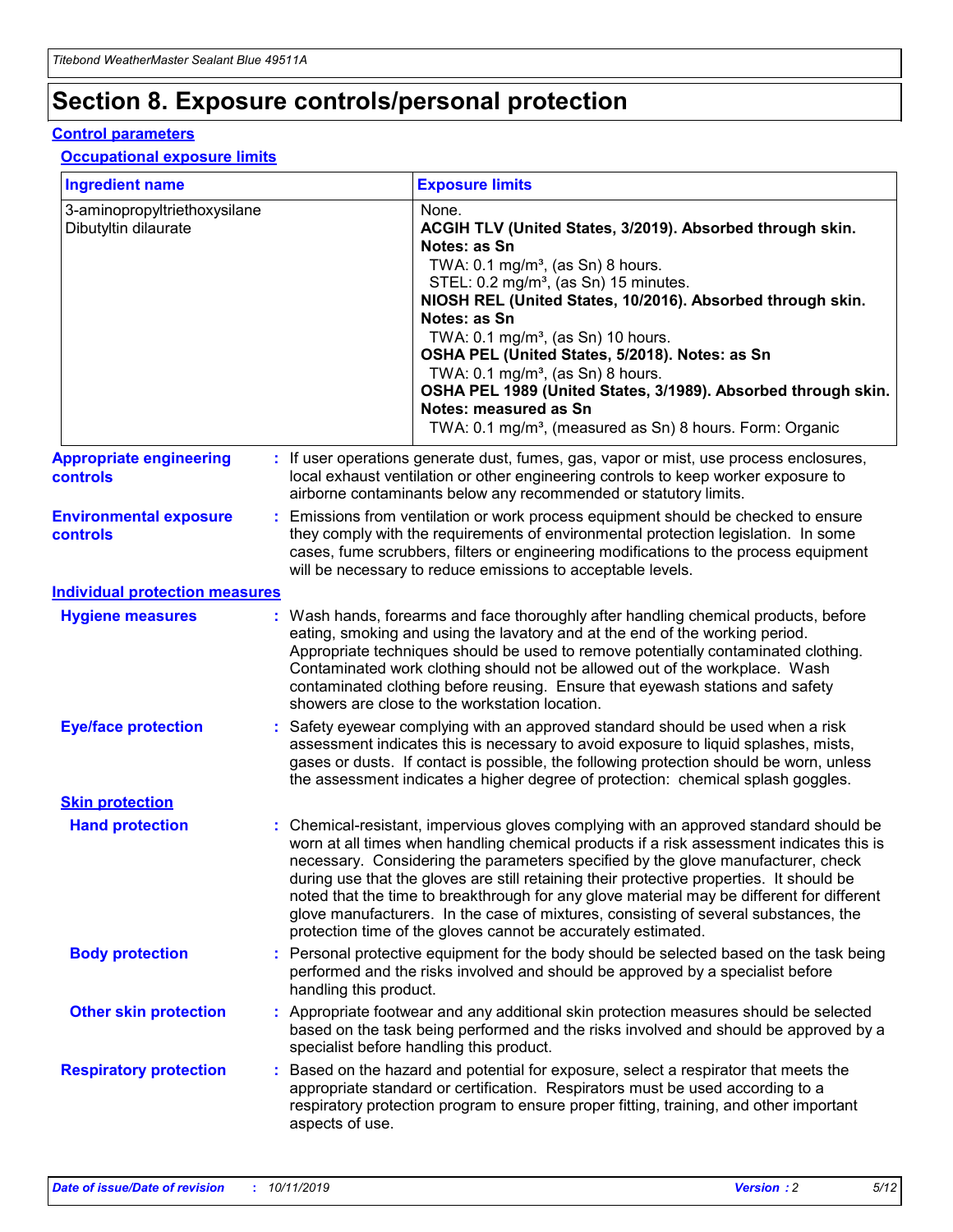# Section 8. Exposure controls/personal protection

## Control parameters

### Occupational exposure limits

| Ingredient name | Exposure limits |
|---|---|
| 3-aminopropyltriethoxysilane<br>Dibutyltin dilaurate | None.<br>**ACGIH TLV (United States, 3/2019). Absorbed through skin. Notes: as Sn**<br>TWA: 0.1 mg/m³, (as Sn) 8 hours.<br>STEL: 0.2 mg/m³, (as Sn) 15 minutes.<br>**NIOSH REL (United States, 10/2016). Absorbed through skin. Notes: as Sn**<br>TWA: 0.1 mg/m³, (as Sn) 10 hours.<br>**OSHA PEL (United States, 5/2018). Notes: as Sn**<br>TWA: 0.1 mg/m³, (as Sn) 8 hours.<br>**OSHA PEL 1989 (United States, 3/1989). Absorbed through skin. Notes: measured as Sn**<br>TWA: 0.1 mg/m³, (measured as Sn) 8 hours. Form: Organic |

**Appropriate engineering controls** : If user operations generate dust, fumes, gas, vapor or mist, use process enclosures, local exhaust ventilation or other engineering controls to keep worker exposure to airborne contaminants below any recommended or statutory limits.

**Environmental exposure controls** : Emissions from ventilation or work process equipment should be checked to ensure they comply with the requirements of environmental protection legislation. In some cases, fume scrubbers, filters or engineering modifications to the process equipment will be necessary to reduce emissions to acceptable levels.

## Individual protection measures

**Hygiene measures** : Wash hands, forearms and face thoroughly after handling chemical products, before eating, smoking and using the lavatory and at the end of the working period. Appropriate techniques should be used to remove potentially contaminated clothing. Contaminated work clothing should not be allowed out of the workplace. Wash contaminated clothing before reusing. Ensure that eyewash stations and safety showers are close to the workstation location.

**Eye/face protection** : Safety eyewear complying with an approved standard should be used when a risk assessment indicates this is necessary to avoid exposure to liquid splashes, mists, gases or dusts. If contact is possible, the following protection should be worn, unless the assessment indicates a higher degree of protection: chemical splash goggles.

### Skin protection

**Hand protection** : Chemical-resistant, impervious gloves complying with an approved standard should be worn at all times when handling chemical products if a risk assessment indicates this is necessary. Considering the parameters specified by the glove manufacturer, check during use that the gloves are still retaining their protective properties. It should be noted that the time to breakthrough for any glove material may be different for different glove manufacturers. In the case of mixtures, consisting of several substances, the protection time of the gloves cannot be accurately estimated.

**Body protection** : Personal protective equipment for the body should be selected based on the task being performed and the risks involved and should be approved by a specialist before handling this product.

**Other skin protection** : Appropriate footwear and any additional skin protection measures should be selected based on the task being performed and the risks involved and should be approved by a specialist before handling this product.

**Respiratory protection** : Based on the hazard and potential for exposure, select a respirator that meets the appropriate standard or certification. Respirators must be used according to a respiratory protection program to ensure proper fitting, training, and other important aspects of use.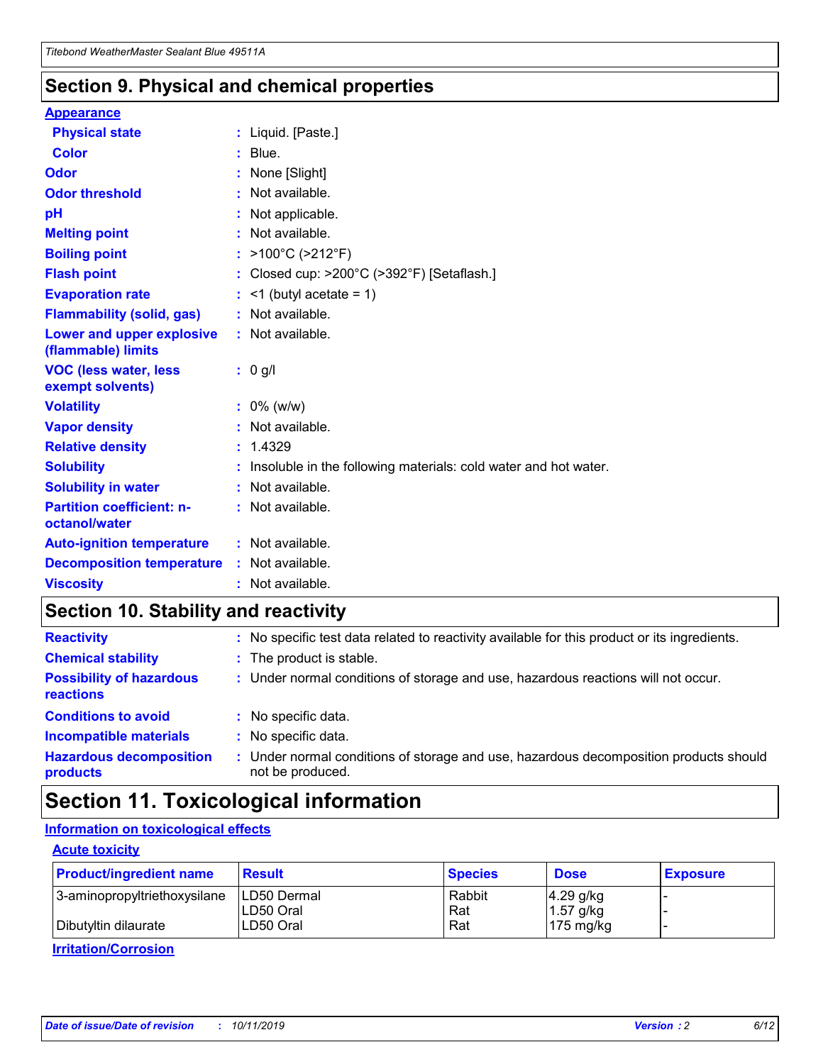## Section 9. Physical and chemical properties

### Appearance

| | | |
|---|---|---|
| **Physical state** | : | Liquid. [Paste.] |
| **Color** | : | Blue. |
| **Odor** | : | None [Slight] |
| **Odor threshold** | : | Not available. |
| **pH** | : | Not applicable. |
| **Melting point** | : | Not available. |
| **Boiling point** | : | >100°C (>212°F) |
| **Flash point** | : | Closed cup: >200°C (>392°F) [Setaflash.] |
| **Evaporation rate** | : | <1 (butyl acetate = 1) |
| **Flammability (solid, gas)** | : | Not available. |
| **Lower and upper explosive (flammable) limits** | : | Not available. |
| **VOC (less water, less exempt solvents)** | : | 0 g/l |
| **Volatility** | : | 0% (w/w) |
| **Vapor density** | : | Not available. |
| **Relative density** | : | 1.4329 |
| **Solubility** | : | Insoluble in the following materials: cold water and hot water. |
| **Solubility in water** | : | Not available. |
| **Partition coefficient: n-octanol/water** | : | Not available. |
| **Auto-ignition temperature** | : | Not available. |
| **Decomposition temperature** | : | Not available. |
| **Viscosity** | : | Not available. |

## Section 10. Stability and reactivity

| | | |
|---|---|---|
| **Reactivity** | : | No specific test data related to reactivity available for this product or its ingredients. |
| **Chemical stability** | : | The product is stable. |
| **Possibility of hazardous reactions** | : | Under normal conditions of storage and use, hazardous reactions will not occur. |
| **Conditions to avoid** | : | No specific data. |
| **Incompatible materials** | : | No specific data. |
| **Hazardous decomposition products** | : | Under normal conditions of storage and use, hazardous decomposition products should not be produced. |

## Section 11. Toxicological information

### Information on toxicological effects

#### Acute toxicity

| Product/ingredient name | Result | Species | Dose | Exposure |
|---|---|---|---|---|
| 3-aminopropyltriethoxysilane | LD50 Dermal | Rabbit | 4.29 g/kg | - |
| | LD50 Oral | Rat | 1.57 g/kg | - |
| Dibutyltin dilaurate | LD50 Oral | Rat | 175 mg/kg | - |

#### Irritation/Corrosion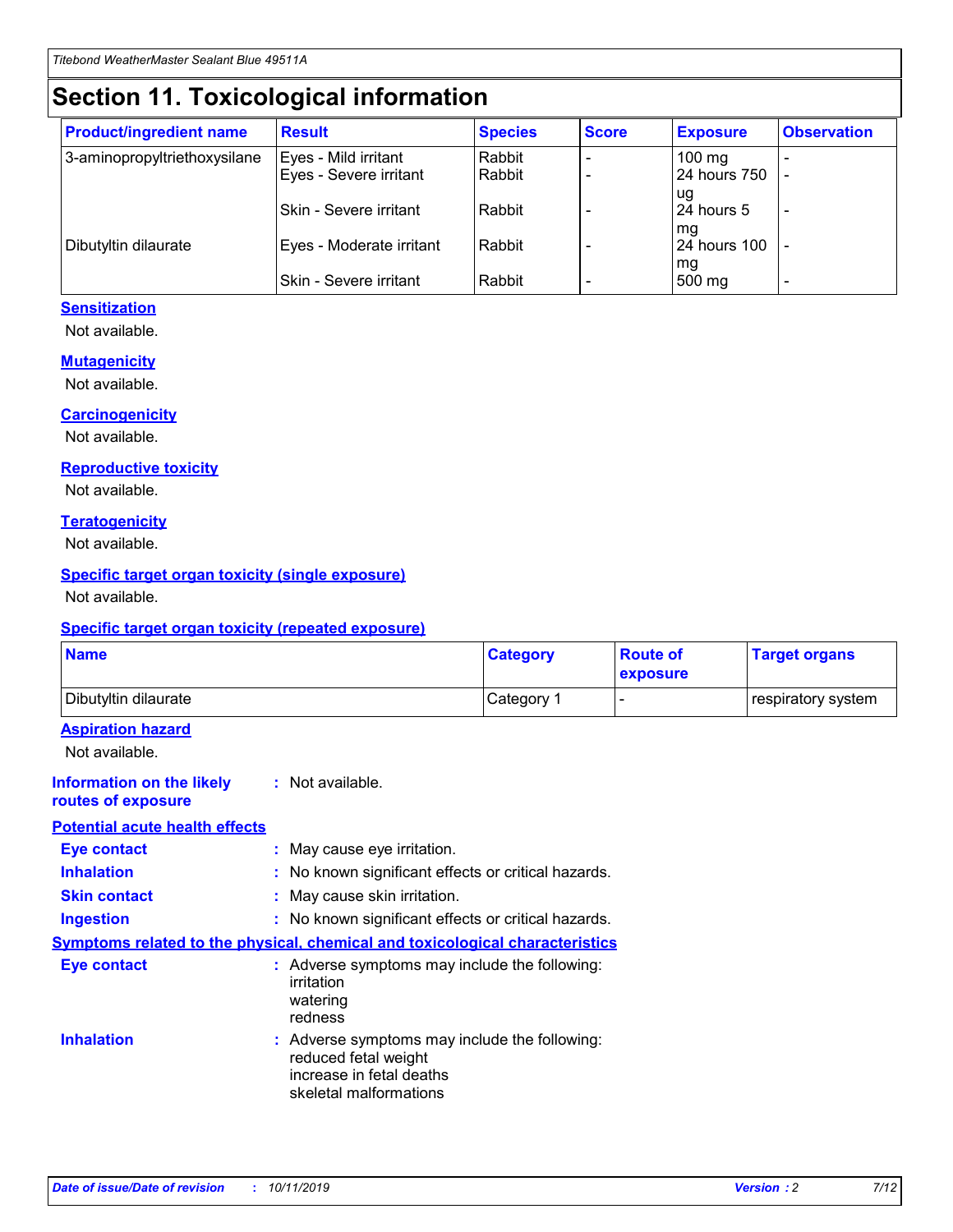# Section 11. Toxicological information

| Product/ingredient name | Result | Species | Score | Exposure | Observation |
|---|---|---|---|---|---|
| 3-aminopropyltriethoxysilane | Eyes - Mild irritant | Rabbit | - | 100 mg | - |
| | Eyes - Severe irritant | Rabbit | - | 24 hours 750 ug | - |
| | Skin - Severe irritant | Rabbit | - | 24 hours 5 mg | - |
| Dibutyltin dilaurate | Eyes - Moderate irritant | Rabbit | - | 24 hours 100 mg | - |
| | Skin - Severe irritant | Rabbit | - | 500 mg | - |

### Sensitization

Not available.

### Mutagenicity

Not available.

### Carcinogenicity

Not available.

### Reproductive toxicity

Not available.

### Teratogenicity

Not available.

### Specific target organ toxicity (single exposure)

Not available.

### Specific target organ toxicity (repeated exposure)

| Name | Category | Route of exposure | Target organs |
|---|---|---|---|
| Dibutyltin dilaurate | Category 1 | - | respiratory system |

### Aspiration hazard

Not available.

**Information on the likely routes of exposure** : Not available.

### Potential acute health effects

**Eye contact** : May cause eye irritation.

**Inhalation** : No known significant effects or critical hazards.

**Skin contact** : May cause skin irritation.

**Ingestion** : No known significant effects or critical hazards.

### Symptoms related to the physical, chemical and toxicological characteristics

**Eye contact** : Adverse symptoms may include the following:
irritation
watering
redness

**Inhalation** : Adverse symptoms may include the following:
reduced fetal weight
increase in fetal deaths
skeletal malformations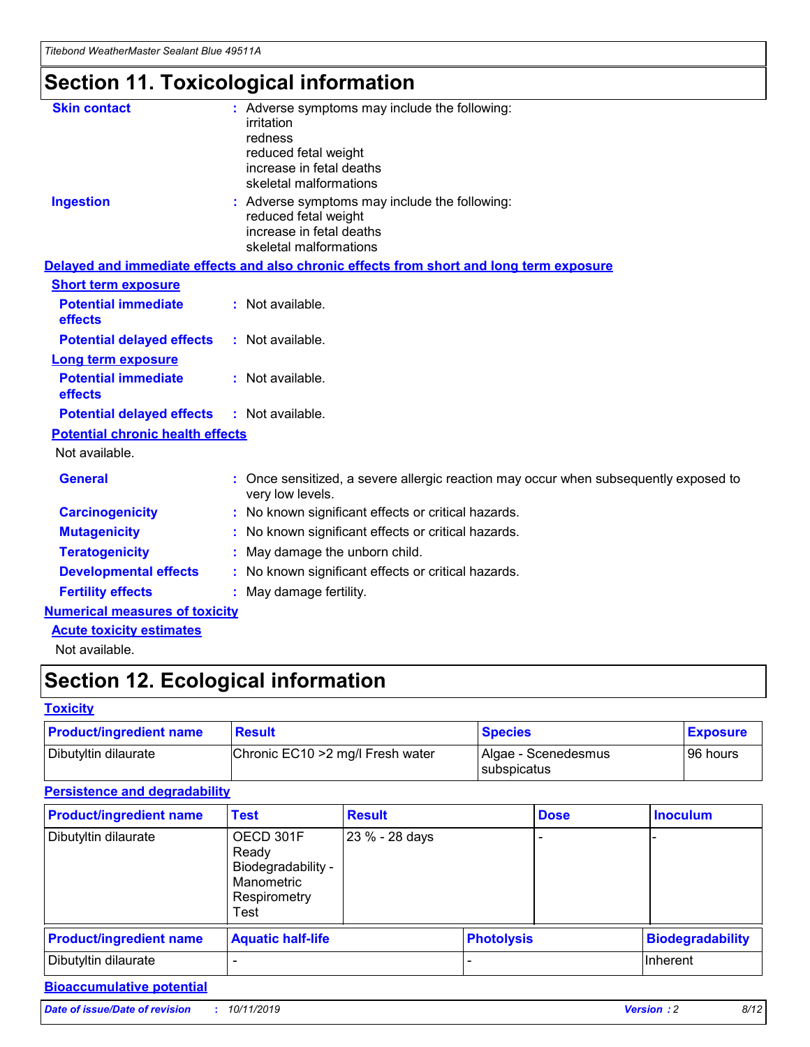# Section 11. Toxicological information

**Skin contact** : Adverse symptoms may include the following:
irritation
redness
reduced fetal weight
increase in fetal deaths
skeletal malformations

**Ingestion** : Adverse symptoms may include the following:
reduced fetal weight
increase in fetal deaths
skeletal malformations

**Delayed and immediate effects and also chronic effects from short and long term exposure**

**Short term exposure**

**Potential immediate effects** : Not available.

**Potential delayed effects** : Not available.

**Long term exposure**

**Potential immediate effects** : Not available.

**Potential delayed effects** : Not available.

**Potential chronic health effects**

Not available.

**General** : Once sensitized, a severe allergic reaction may occur when subsequently exposed to very low levels.

**Carcinogenicity** : No known significant effects or critical hazards.

**Mutagenicity** : No known significant effects or critical hazards.

**Teratogenicity** : May damage the unborn child.

**Developmental effects** : No known significant effects or critical hazards.

**Fertility effects** : May damage fertility.

**Numerical measures of toxicity**

**Acute toxicity estimates**

Not available.

# Section 12. Ecological information

**Toxicity**

| Product/ingredient name | Result | Species | Exposure |
|---|---|---|---|
| Dibutyltin dilaurate | Chronic EC10 >2 mg/l Fresh water | Algae - Scenedesmus subspicatus | 96 hours |

**Persistence and degradability**

| Product/ingredient name | Test | Result | Dose | Inoculum |
|---|---|---|---|---|
| Dibutyltin dilaurate | OECD 301F Ready Biodegradability - Manometric Respirometry Test | 23 % - 28 days | - | - |

| Product/ingredient name | Aquatic half-life | Photolysis | Biodegradability |
|---|---|---|---|
| Dibutyltin dilaurate | - | - | Inherent |

**Bioaccumulative potential**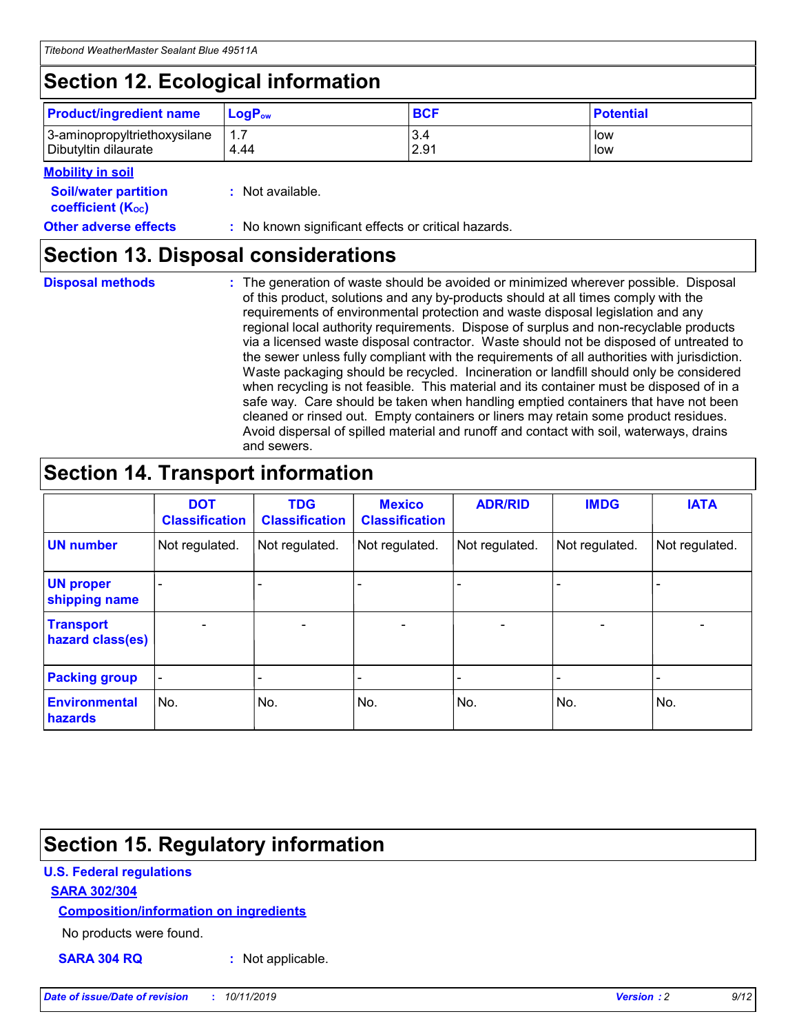## Section 12. Ecological information

| Product/ingredient name | $LogP_{ow}$ | BCF | Potential |
|---|---|---|---|
| 3-aminopropyltriethoxysilane | 1.7 | 3.4 | low |
| Dibutyltin dilaurate | 4.44 | 2.91 | low |

**Mobility in soil**

**Soil/water partition coefficient ($K_{OC}$)** : Not available.

**Other adverse effects** : No known significant effects or critical hazards.

## Section 13. Disposal considerations

**Disposal methods** : The generation of waste should be avoided or minimized wherever possible. Disposal of this product, solutions and any by-products should at all times comply with the requirements of environmental protection and waste disposal legislation and any regional local authority requirements. Dispose of surplus and non-recyclable products via a licensed waste disposal contractor. Waste should not be disposed of untreated to the sewer unless fully compliant with the requirements of all authorities with jurisdiction. Waste packaging should be recycled. Incineration or landfill should only be considered when recycling is not feasible. This material and its container must be disposed of in a safe way. Care should be taken when handling emptied containers that have not been cleaned or rinsed out. Empty containers or liners may retain some product residues. Avoid dispersal of spilled material and runoff and contact with soil, waterways, drains and sewers.

## Section 14. Transport information

| | DOT Classification | TDG Classification | Mexico Classification | ADR/RID | IMDG | IATA |
|---|---|---|---|---|---|---|
| UN number | Not regulated. | Not regulated. | Not regulated. | Not regulated. | Not regulated. | Not regulated. |
| UN proper shipping name | - | - | - | - | - | - |
| Transport hazard class(es) | - | - | - | - | - | - |
| Packing group | - | - | - | - | - | - |
| Environmental hazards | No. | No. | No. | No. | No. | No. |

## Section 15. Regulatory information

**U.S. Federal regulations**

**SARA 302/304**

**Composition/information on ingredients**

No products were found.

**SARA 304 RQ** : Not applicable.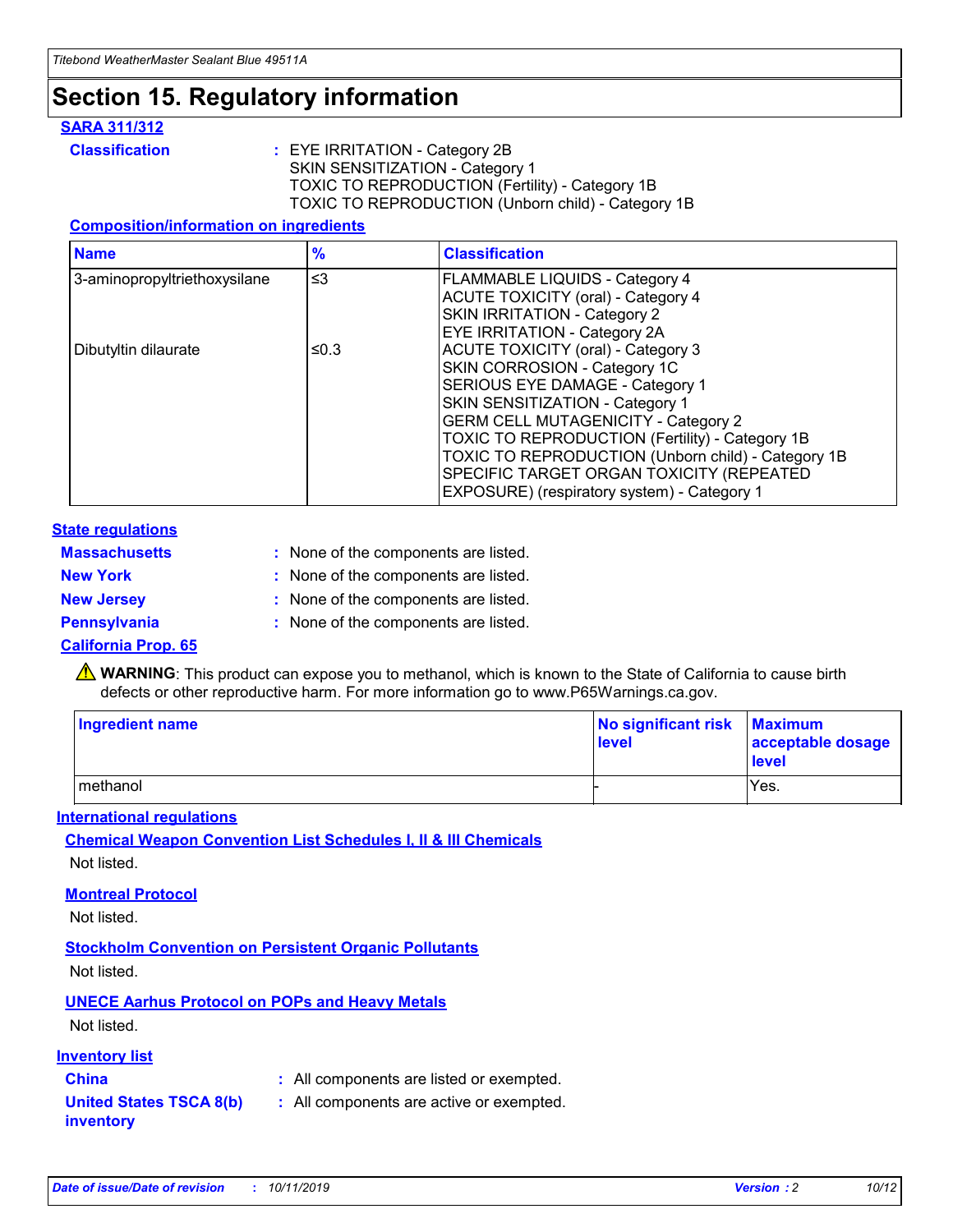# Section 15. Regulatory information

**SARA 311/312**

**Classification** : EYE IRRITATION - Category 2B
SKIN SENSITIZATION - Category 1
TOXIC TO REPRODUCTION (Fertility) - Category 1B
TOXIC TO REPRODUCTION (Unborn child) - Category 1B

**Composition/information on ingredients**

| Name | % | Classification |
|---|---|---|
| 3-aminopropyltriethoxysilane | ≤3 | FLAMMABLE LIQUIDS - Category 4<br>ACUTE TOXICITY (oral) - Category 4<br>SKIN IRRITATION - Category 2<br>EYE IRRITATION - Category 2A |
| Dibutyltin dilaurate | ≤0.3 | ACUTE TOXICITY (oral) - Category 3<br>SKIN CORROSION - Category 1C<br>SERIOUS EYE DAMAGE - Category 1<br>SKIN SENSITIZATION - Category 1<br>GERM CELL MUTAGENICITY - Category 2<br>TOXIC TO REPRODUCTION (Fertility) - Category 1B<br>TOXIC TO REPRODUCTION (Unborn child) - Category 1B<br>SPECIFIC TARGET ORGAN TOXICITY (REPEATED EXPOSURE) (respiratory system) - Category 1 |

**State regulations**

**Massachusetts** : None of the components are listed.

**New York** : None of the components are listed.

**New Jersey** : None of the components are listed.

**Pennsylvania** : None of the components are listed.

**California Prop. 65**

⚠ **WARNING**: This product can expose you to methanol, which is known to the State of California to cause birth defects or other reproductive harm. For more information go to www.P65Warnings.ca.gov.

| Ingredient name | No significant risk level | Maximum acceptable dosage level |
|---|---|---|
| methanol | - | Yes. |

**International regulations**

**Chemical Weapon Convention List Schedules I, II & III Chemicals**

Not listed.

**Montreal Protocol**

Not listed.

**Stockholm Convention on Persistent Organic Pollutants**

Not listed.

**UNECE Aarhus Protocol on POPs and Heavy Metals**

Not listed.

**Inventory list**

**China** : All components are listed or exempted.

**United States TSCA 8(b) inventory** : All components are active or exempted.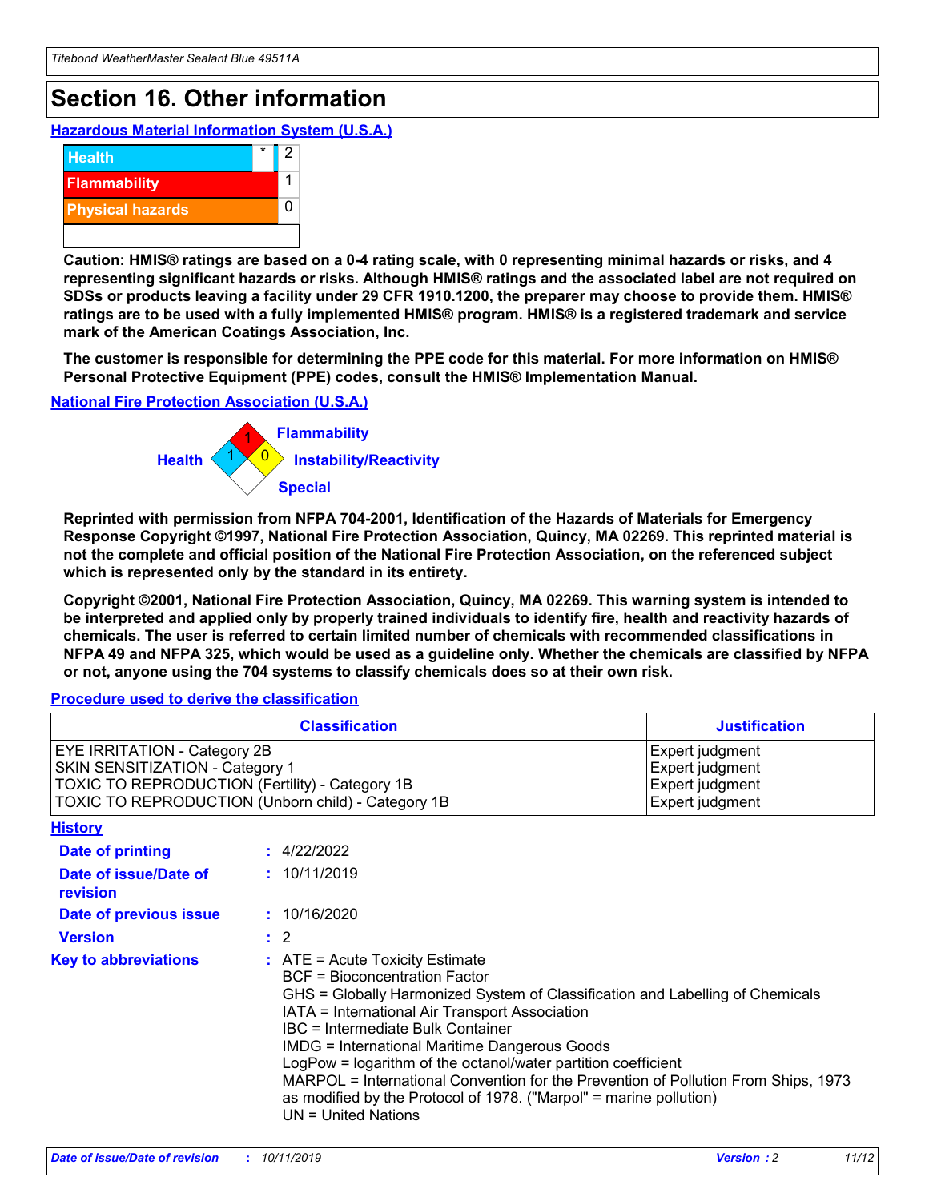# Section 16. Other information

## Hazardous Material Information System (U.S.A.)

| | | |
|---|---|---|
| Health | * | 2 |
| Flammability | | 1 |
| Physical hazards | | 0 |

**Caution: HMIS® ratings are based on a 0-4 rating scale, with 0 representing minimal hazards or risks, and 4 representing significant hazards or risks. Although HMIS® ratings and the associated label are not required on SDSs or products leaving a facility under 29 CFR 1910.1200, the preparer may choose to provide them. HMIS® ratings are to be used with a fully implemented HMIS® program. HMIS® is a registered trademark and service mark of the American Coatings Association, Inc.**

**The customer is responsible for determining the PPE code for this material. For more information on HMIS® Personal Protective Equipment (PPE) codes, consult the HMIS® Implementation Manual.**

## National Fire Protection Association (U.S.A.)

Health: 1
Flammability: 1
Instability/Reactivity: 0
Special:

**Reprinted with permission from NFPA 704-2001, Identification of the Hazards of Materials for Emergency Response Copyright ©1997, National Fire Protection Association, Quincy, MA 02269. This reprinted material is not the complete and official position of the National Fire Protection Association, on the referenced subject which is represented only by the standard in its entirety.**

**Copyright ©2001, National Fire Protection Association, Quincy, MA 02269. This warning system is intended to be interpreted and applied only by properly trained individuals to identify fire, health and reactivity hazards of chemicals. The user is referred to certain limited number of chemicals with recommended classifications in NFPA 49 and NFPA 325, which would be used as a guideline only. Whether the chemicals are classified by NFPA or not, anyone using the 704 systems to classify chemicals does so at their own risk.**

## Procedure used to derive the classification

| Classification | Justification |
|---|---|
| EYE IRRITATION - Category 2B | Expert judgment |
| SKIN SENSITIZATION - Category 1 | Expert judgment |
| TOXIC TO REPRODUCTION (Fertility) - Category 1B | Expert judgment |
| TOXIC TO REPRODUCTION (Unborn child) - Category 1B | Expert judgment |

## History

**Date of printing** : 4/22/2022

**Date of issue/Date of revision** : 10/11/2019

**Date of previous issue** : 10/16/2020

**Version** : 2

**Key to abbreviations** :
ATE = Acute Toxicity Estimate
BCF = Bioconcentration Factor
GHS = Globally Harmonized System of Classification and Labelling of Chemicals
IATA = International Air Transport Association
IBC = Intermediate Bulk Container
IMDG = International Maritime Dangerous Goods
LogPow = logarithm of the octanol/water partition coefficient
MARPOL = International Convention for the Prevention of Pollution From Ships, 1973 as modified by the Protocol of 1978. ("Marpol" = marine pollution)
UN = United Nations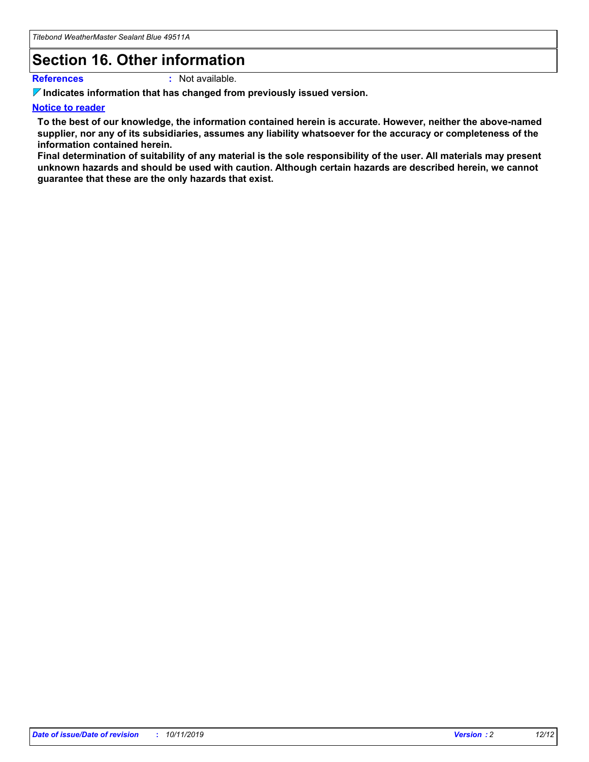# Section 16. Other information

**References** : Not available.

**Indicates information that has changed from previously issued version.**

**Notice to reader**

**To the best of our knowledge, the information contained herein is accurate. However, neither the above-named supplier, nor any of its subsidiaries, assumes any liability whatsoever for the accuracy or completeness of the information contained herein.**

**Final determination of suitability of any material is the sole responsibility of the user. All materials may present unknown hazards and should be used with caution. Although certain hazards are described herein, we cannot guarantee that these are the only hazards that exist.**